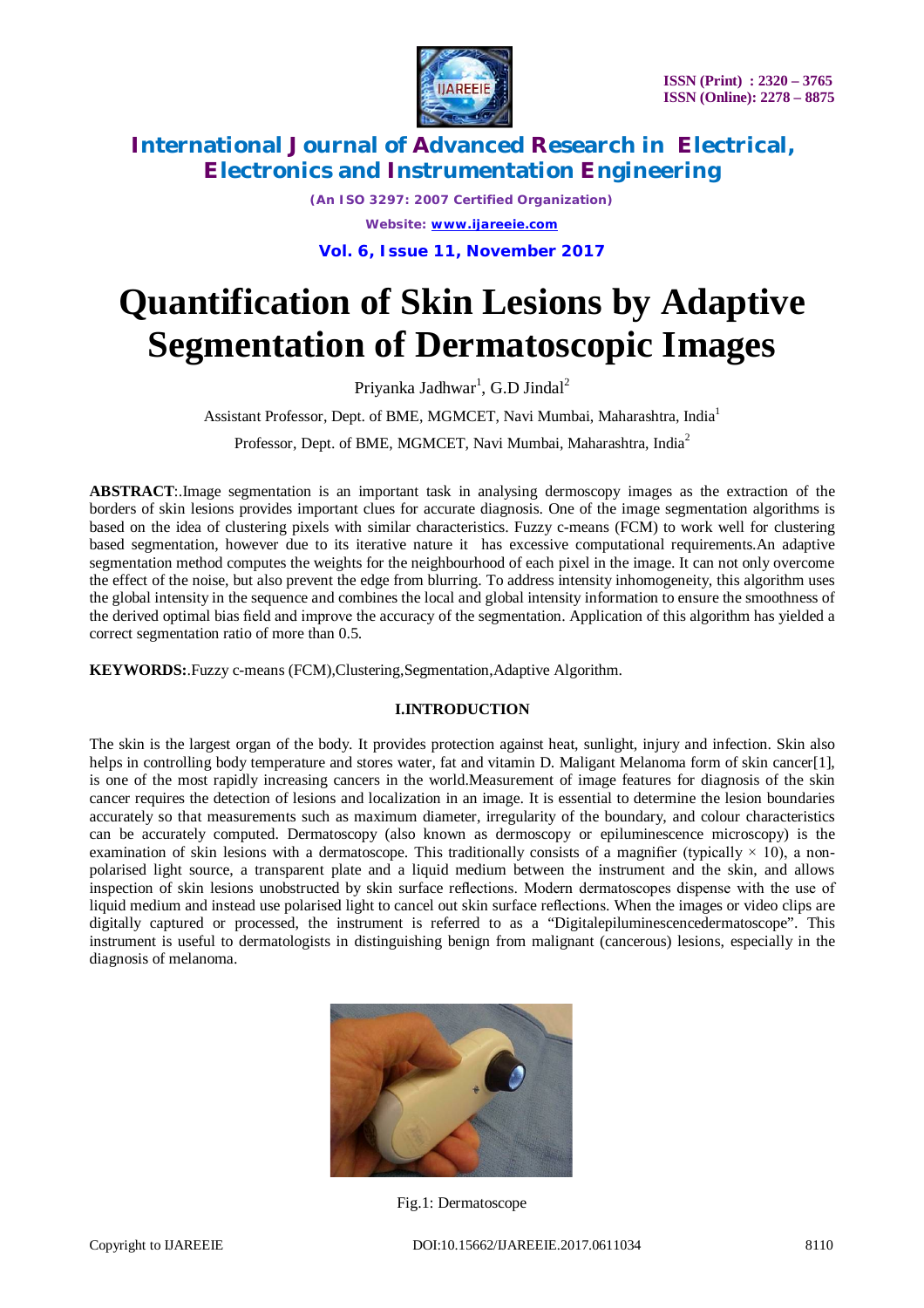# Quantification of Skin Lesions by Adaptive Segmentation of Dermatoscopic Images

Priyanka Jadhwar[1], G.D Jindal[2]

Assistant Professor, Dept. of BME, MGMCET, Navi Mumbai, Maharashtra, India[1]

Professor, Dept. of BME, MGMCET, Navi Mumbai, Maharashtra, India[2]

**ABSTRACT**:.Image segmentation is an important task in analysing dermoscopy images as the extraction of the borders of skin lesions provides important clues for accurate diagnosis. One of the image segmentation algorithms is based on the idea of clustering pixels with similar characteristics. Fuzzy c-means (FCM) to work well for clustering based segmentation, however due to its iterative nature it has excessive computational requirements.An adaptive segmentation method computes the weights for the neighbourhood of each pixel in the image. It can not only overcome the effect of the noise, but also prevent the edge from blurring. To address intensity inhomogeneity, this algorithm uses the global intensity in the sequence and combines the local and global intensity information to ensure the smoothness of the derived optimal bias field and improve the accuracy of the segmentation. Application of this algorithm has yielded a correct segmentation ratio of more than 0.5.

**KEYWORDS:**.Fuzzy c-means (FCM),Clustering,Segmentation,Adaptive Algorithm.

## I.INTRODUCTION

The skin is the largest organ of the body. It provides protection against heat, sunlight, injury and infection. Skin also helps in controlling body temperature and stores water, fat and vitamin D. Maligant Melanoma form of skin cancer[1], is one of the most rapidly increasing cancers in the world.Measurement of image features for diagnosis of the skin cancer requires the detection of lesions and localization in an image. It is essential to determine the lesion boundaries accurately so that measurements such as maximum diameter, irregularity of the boundary, and colour characteristics can be accurately computed. Dermatoscopy (also known as dermoscopy or epiluminescence microscopy) is the examination of skin lesions with a dermatoscope. This traditionally consists of a magnifier (typically $\times$ 10), a non-polarised light source, a transparent plate and a liquid medium between the instrument and the skin, and allows inspection of skin lesions unobstructed by skin surface reflections. Modern dermatoscopes dispense with the use of liquid medium and instead use polarised light to cancel out skin surface reflections. When the images or video clips are digitally captured or processed, the instrument is referred to as a "Digitalepiluminescencedermatoscope". This instrument is useful to dermatologists in distinguishing benign from malignant (cancerous) lesions, especially in the diagnosis of melanoma.

Fig.1: Dermatoscope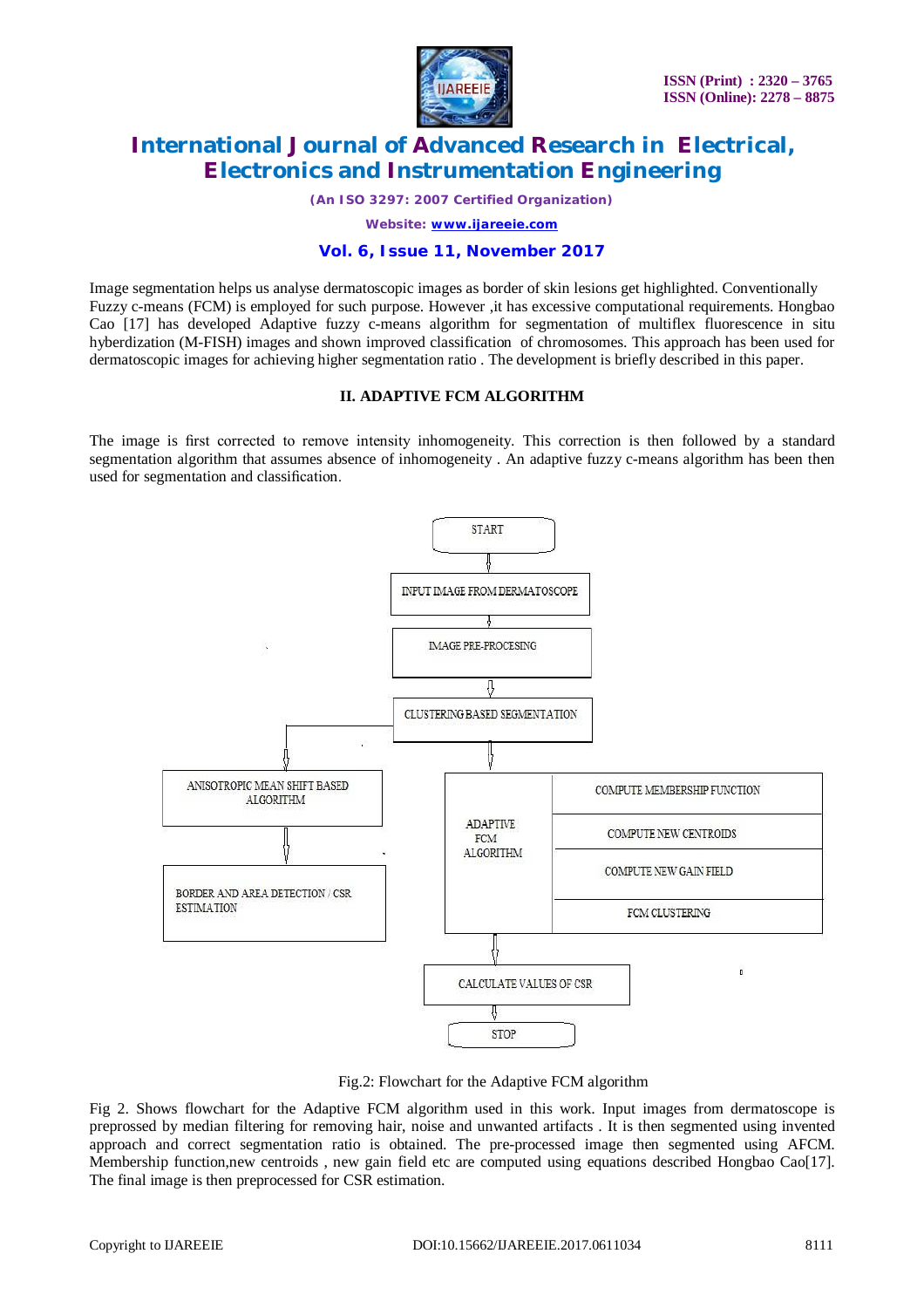Image segmentation helps us analyse dermatoscopic images as border of skin lesions get highlighted. Conventionally Fuzzy c-means (FCM) is employed for such purpose. However ,it has excessive computational requirements. Hongbao Cao [17] has developed Adaptive fuzzy c-means algorithm for segmentation of multiflex fluorescence in situ hyberdization (M-FISH) images and shown improved classification of chromosomes. This approach has been used for dermatoscopic images for achieving higher segmentation ratio . The development is briefly described in this paper.

## II. ADAPTIVE FCM ALGORITHM

The image is first corrected to remove intensity inhomogeneity. This correction is then followed by a standard segmentation algorithm that assumes absence of inhomogeneity . An adaptive fuzzy c-means algorithm has been then used for segmentation and classification.

START

INPUT IMAGE FROM DERMATOSCOPE

IMAGE PRE-PROCESING

CLUSTERING BASED SEGMENTATION

ANISOTROPIC MEAN SHIFT BASED ALGORITHM

BORDER AND AREA DETECTION / CSR ESTIMATION

ADAPTIVE FCM ALGORITHM

COMPUTE MEMBERSHIP FUNCTION

COMPUTE NEW CENTROIDS

COMPUTE NEW GAIN FIELD

FCM CLUSTERING

CALCULATE VALUES OF CSR

STOP

Fig.2: Flowchart for the Adaptive FCM algorithm

Fig 2. Shows flowchart for the Adaptive FCM algorithm used in this work. Input images from dermatoscope is prepossed by median filtering for removing hair, noise and unwanted artifacts . It is then segmented using invented approach and correct segmentation ratio is obtained. The pre-processed image then segmented using AFCM. Membership function,new centroids , new gain field etc are computed using equations described Hongbao Cao[17]. The final image is then preprocessed for CSR estimation.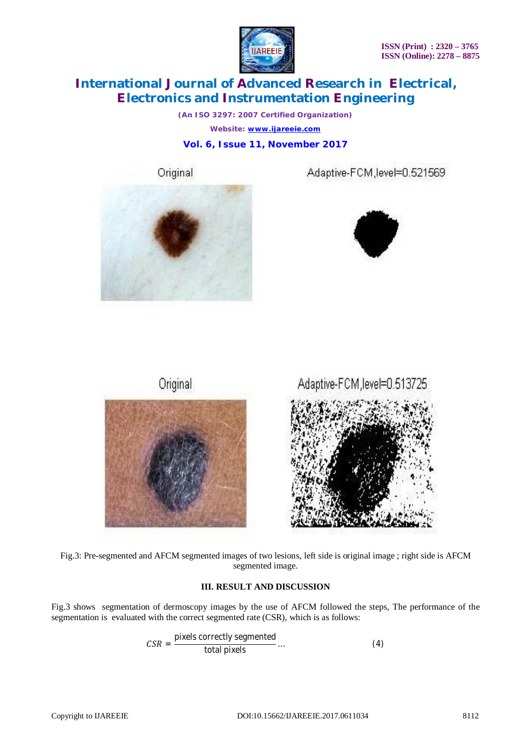Fig.3: Pre-segmented and AFCM segmented images of two lesions, left side is original image ; right side is AFCM segmented image.

## III. RESULT AND DISCUSSION

Fig.3 shows segmentation of dermoscopy images by the use of AFCM followed the steps, The performance of the segmentation is evaluated with the correct segmented rate (CSR), which is as follows:

$$CSR = \frac{\text{pixels correctly segmented}}{\text{total pixels}} \ldots \quad (4)$$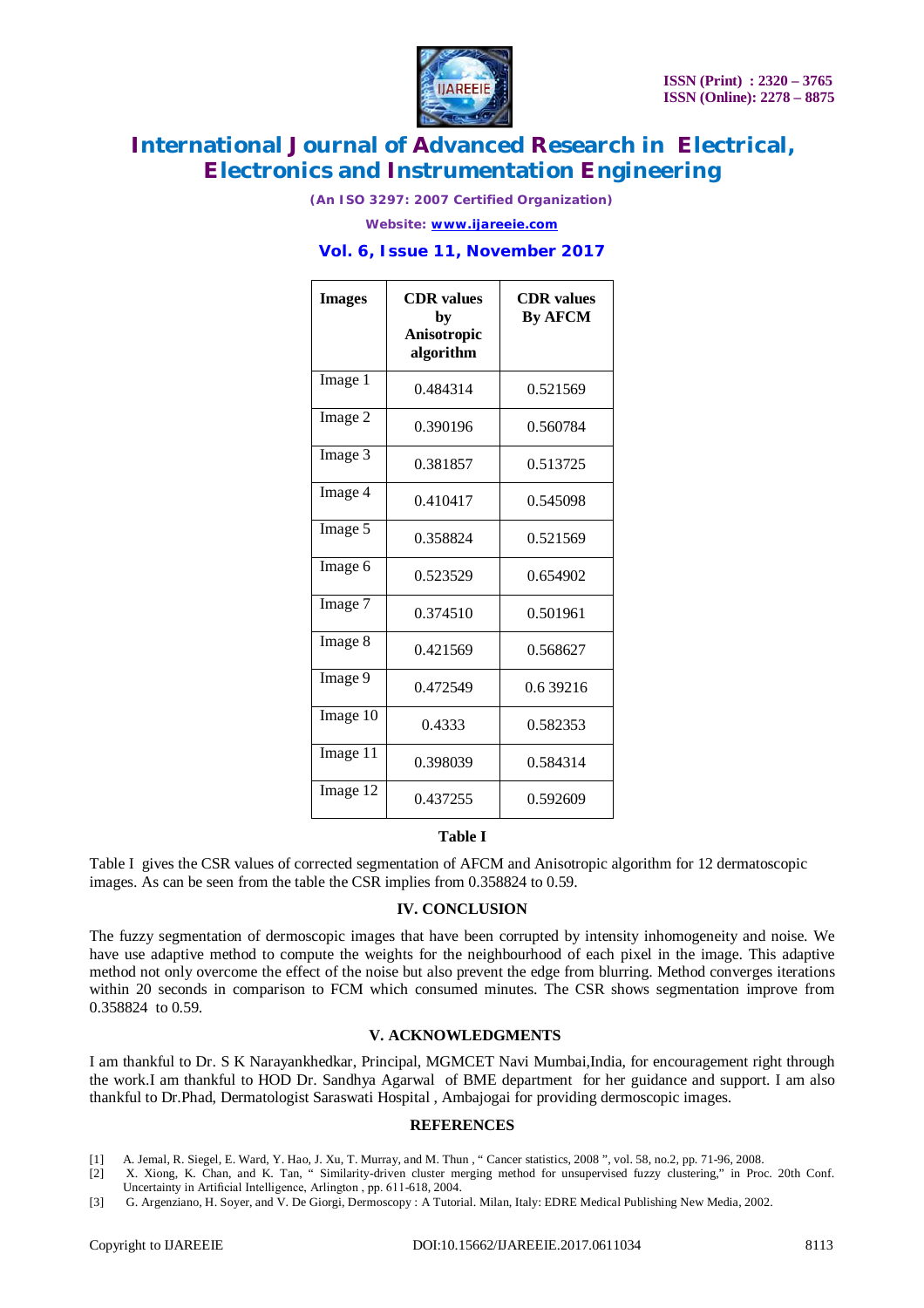| Images | CDR values by Anisotropic algorithm | CDR values By AFCM |
|---|---|---|
| Image 1 | 0.484314 | 0.521569 |
| Image 2 | 0.390196 | 0.560784 |
| Image 3 | 0.381857 | 0.513725 |
| Image 4 | 0.410417 | 0.545098 |
| Image 5 | 0.358824 | 0.521569 |
| Image 6 | 0.523529 | 0.654902 |
| Image 7 | 0.374510 | 0.501961 |
| Image 8 | 0.421569 | 0.568627 |
| Image 9 | 0.472549 | 0.6 39216 |
| Image 10 | 0.4333 | 0.582353 |
| Image 11 | 0.398039 | 0.584314 |
| Image 12 | 0.437255 | 0.592609 |

**Table I**

Table I gives the CSR values of corrected segmentation of AFCM and Anisotropic algorithm for 12 dermatoscopic images. As can be seen from the table the CSR implies from 0.358824 to 0.59.

## IV. CONCLUSION

The fuzzy segmentation of dermoscopic images that have been corrupted by intensity inhomogeneity and noise. We have use adaptive method to compute the weights for the neighbourhood of each pixel in the image. This adaptive method not only overcome the effect of the noise but also prevent the edge from blurring. Method converges iterations within 20 seconds in comparison to FCM which consumed minutes. The CSR shows segmentation improve from 0.358824 to 0.59.

## V. ACKNOWLEDGMENTS

I am thankful to Dr. S K Narayankhedkar, Principal, MGMCET Navi Mumbai,India, for encouragement right through the work.I am thankful to HOD Dr. Sandhya Agarwal of BME department for her guidance and support. I am also thankful to Dr.Phad, Dermatologist Saraswati Hospital , Ambajogai for providing dermoscopic images.

## REFERENCES

[1] A. Jemal, R. Siegel, E. Ward, Y. Hao, J. Xu, T. Murray, and M. Thun , " Cancer statistics, 2008 ", vol. 58, no.2, pp. 71-96, 2008.

[2] X. Xiong, K. Chan, and K. Tan, " Similarity-driven cluster merging method for unsupervised fuzzy clustering," in Proc. 20th Conf. Uncertainty in Artificial Intelligence, Arlington , pp. 611-618, 2004.

[3] G. Argenziano, H. Soyer, and V. De Giorgi, Dermoscopy : A Tutorial. Milan, Italy: EDRE Medical Publishing New Media, 2002.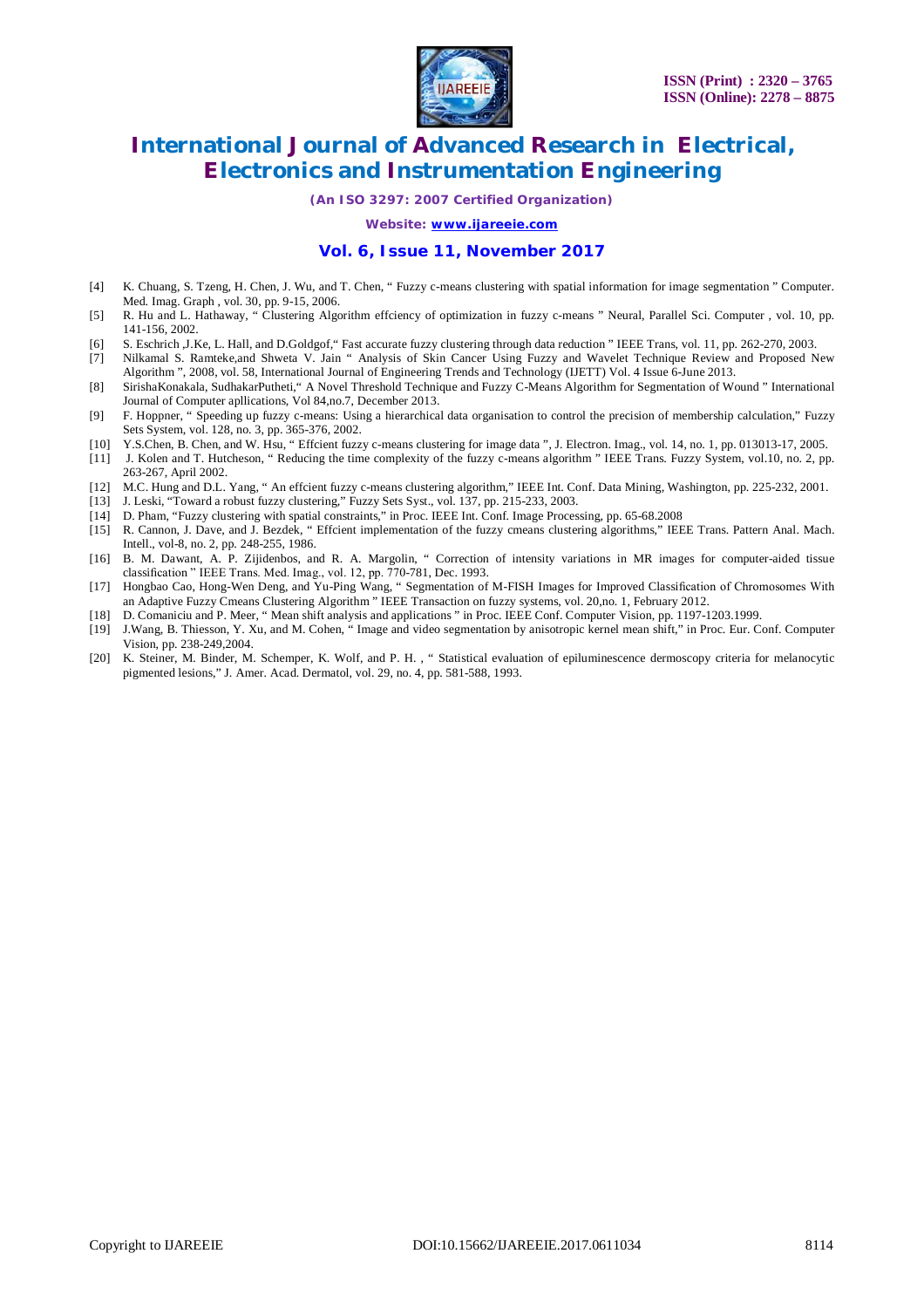[4] K. Chuang, S. Tzeng, H. Chen, J. Wu, and T. Chen, " Fuzzy c-means clustering with spatial information for image segmentation " Computer. Med. Imag. Graph , vol. 30, pp. 9-15, 2006.

[5] R. Hu and L. Hathaway, " Clustering Algorithm effciency of optimization in fuzzy c-means " Neural, Parallel Sci. Computer , vol. 10, pp. 141-156, 2002.

[6] S. Eschrich ,J.Ke, L. Hall, and D.Goldgof," Fast accurate fuzzy clustering through data reduction " IEEE Trans, vol. 11, pp. 262-270, 2003.

[7] Nilkamal S. Ramteke,and Shweta V. Jain " Analysis of Skin Cancer Using Fuzzy and Wavelet Technique Review and Proposed New Algorithm ", 2008, vol. 58, International Journal of Engineering Trends and Technology (IJETT) Vol. 4 Issue 6-June 2013.

[8] SirishaKonakala, SudhakarPutheti," A Novel Threshold Technique and Fuzzy C-Means Algorithm for Segmentation of Wound " International Journal of Computer apllications, Vol 84,no.7, December 2013.

[9] F. Hoppner, " Speeding up fuzzy c-means: Using a hierarchical data organisation to control the precision of membership calculation," Fuzzy Sets System, vol. 128, no. 3, pp. 365-376, 2002.

[10] Y.S.Chen, B. Chen, and W. Hsu, " Effcient fuzzy c-means clustering for image data ", J. Electron. Imag., vol. 14, no. 1, pp. 013013-17, 2005.

[11] J. Kolen and T. Hutcheson, " Reducing the time complexity of the fuzzy c-means algorithm " IEEE Trans. Fuzzy System, vol.10, no. 2, pp. 263-267, April 2002.

[12] M.C. Hung and D.L. Yang, " An effcient fuzzy c-means clustering algorithm," IEEE Int. Conf. Data Mining, Washington, pp. 225-232, 2001.

[13] J. Leski, "Toward a robust fuzzy clustering," Fuzzy Sets Syst., vol. 137, pp. 215-233, 2003.

[14] D. Pham, "Fuzzy clustering with spatial constraints," in Proc. IEEE Int. Conf. Image Processing, pp. 65-68.2008

[15] R. Cannon, J. Dave, and J. Bezdek, " Effcient implementation of the fuzzy cmeans clustering algorithms," IEEE Trans. Pattern Anal. Mach. Intell., vol-8, no. 2, pp. 248-255, 1986.

[16] B. M. Dawant, A. P. Zijidenbos, and R. A. Margolin, " Correction of intensity variations in MR images for computer-aided tissue classification " IEEE Trans. Med. Imag., vol. 12, pp. 770-781, Dec. 1993.

[17] Hongbao Cao, Hong-Wen Deng, and Yu-Ping Wang, " Segmentation of M-FISH Images for Improved Classification of Chromosomes With an Adaptive Fuzzy Cmeans Clustering Algorithm " IEEE Transaction on fuzzy systems, vol. 20,no. 1, February 2012.

[18] D. Comaniciu and P. Meer, " Mean shift analysis and applications " in Proc. IEEE Conf. Computer Vision, pp. 1197-1203.1999.

[19] J.Wang, B. Thiesson, Y. Xu, and M. Cohen, " Image and video segmentation by anisotropic kernel mean shift," in Proc. Eur. Conf. Computer Vision, pp. 238-249,2004.

[20] K. Steiner, M. Binder, M. Schemper, K. Wolf, and P. H. , " Statistical evaluation of epiluminescence dermoscopy criteria for melanocytic pigmented lesions," J. Amer. Acad. Dermatol, vol. 29, no. 4, pp. 581-588, 1993.